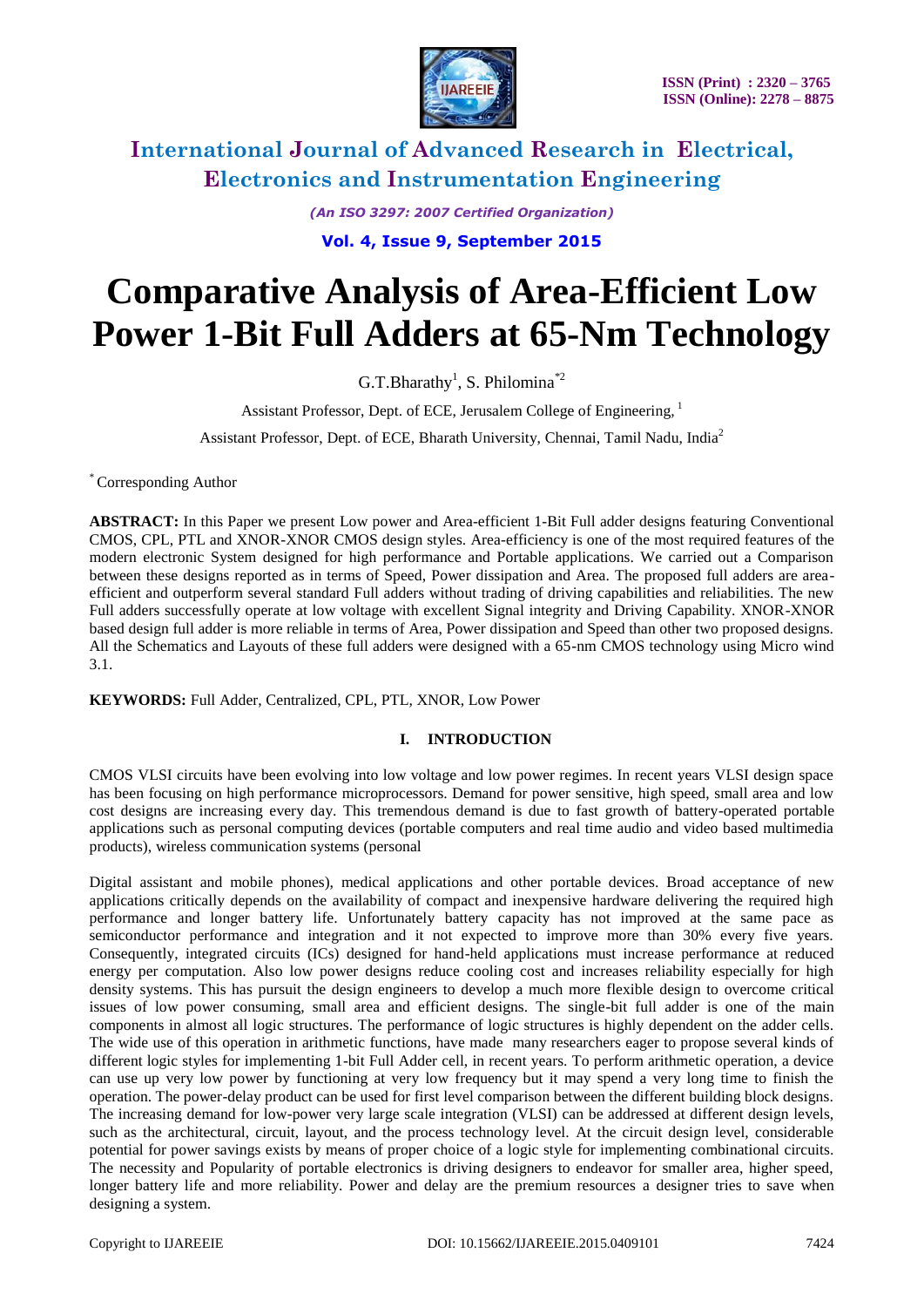# Comparative Analysis of Area-Efficient Low Power 1-Bit Full Adders at 65-Nm Technology

G.T.Bharathy[1], S. Philomina[*2]

Assistant Professor, Dept. of ECE, Jerusalem College of Engineering, [1]

Assistant Professor, Dept. of ECE, Bharath University, Chennai, Tamil Nadu, India[2]

[*] Corresponding Author

**ABSTRACT:** In this Paper we present Low power and Area-efficient 1-Bit Full adder designs featuring Conventional CMOS, CPL, PTL and XNOR-XNOR CMOS design styles. Area-efficiency is one of the most required features of the modern electronic System designed for high performance and Portable applications. We carried out a Comparison between these designs reported as in terms of Speed, Power dissipation and Area. The proposed full adders are area-efficient and outperform several standard Full adders without trading of driving capabilities and reliabilities. The new Full adders successfully operate at low voltage with excellent Signal integrity and Driving Capability. XNOR-XNOR based design full adder is more reliable in terms of Area, Power dissipation and Speed than other two proposed designs. All the Schematics and Layouts of these full adders were designed with a 65-nm CMOS technology using Micro wind 3.1.

**KEYWORDS:** Full Adder, Centralized, CPL, PTL, XNOR, Low Power

## I. INTRODUCTION

CMOS VLSI circuits have been evolving into low voltage and low power regimes. In recent years VLSI design space has been focusing on high performance microprocessors. Demand for power sensitive, high speed, small area and low cost designs are increasing every day. This tremendous demand is due to fast growth of battery-operated portable applications such as personal computing devices (portable computers and real time audio and video based multimedia products), wireless communication systems (personal

Digital assistant and mobile phones), medical applications and other portable devices. Broad acceptance of new applications critically depends on the availability of compact and inexpensive hardware delivering the required high performance and longer battery life. Unfortunately battery capacity has not improved at the same pace as semiconductor performance and integration and it not expected to improve more than 30% every five years. Consequently, integrated circuits (ICs) designed for hand-held applications must increase performance at reduced energy per computation. Also low power designs reduce cooling cost and increases reliability especially for high density systems. This has pursuit the design engineers to develop a much more flexible design to overcome critical issues of low power consuming, small area and efficient designs. The single-bit full adder is one of the main components in almost all logic structures. The performance of logic structures is highly dependent on the adder cells. The wide use of this operation in arithmetic functions, have made many researchers eager to propose several kinds of different logic styles for implementing 1-bit Full Adder cell, in recent years. To perform arithmetic operation, a device can use up very low power by functioning at very low frequency but it may spend a very long time to finish the operation. The power-delay product can be used for first level comparison between the different building block designs. The increasing demand for low-power very large scale integration (VLSI) can be addressed at different design levels, such as the architectural, circuit, layout, and the process technology level. At the circuit design level, considerable potential for power savings exists by means of proper choice of a logic style for implementing combinational circuits. The necessity and Popularity of portable electronics is driving designers to endeavor for smaller area, higher speed, longer battery life and more reliability. Power and delay are the premium resources a designer tries to save when designing a system.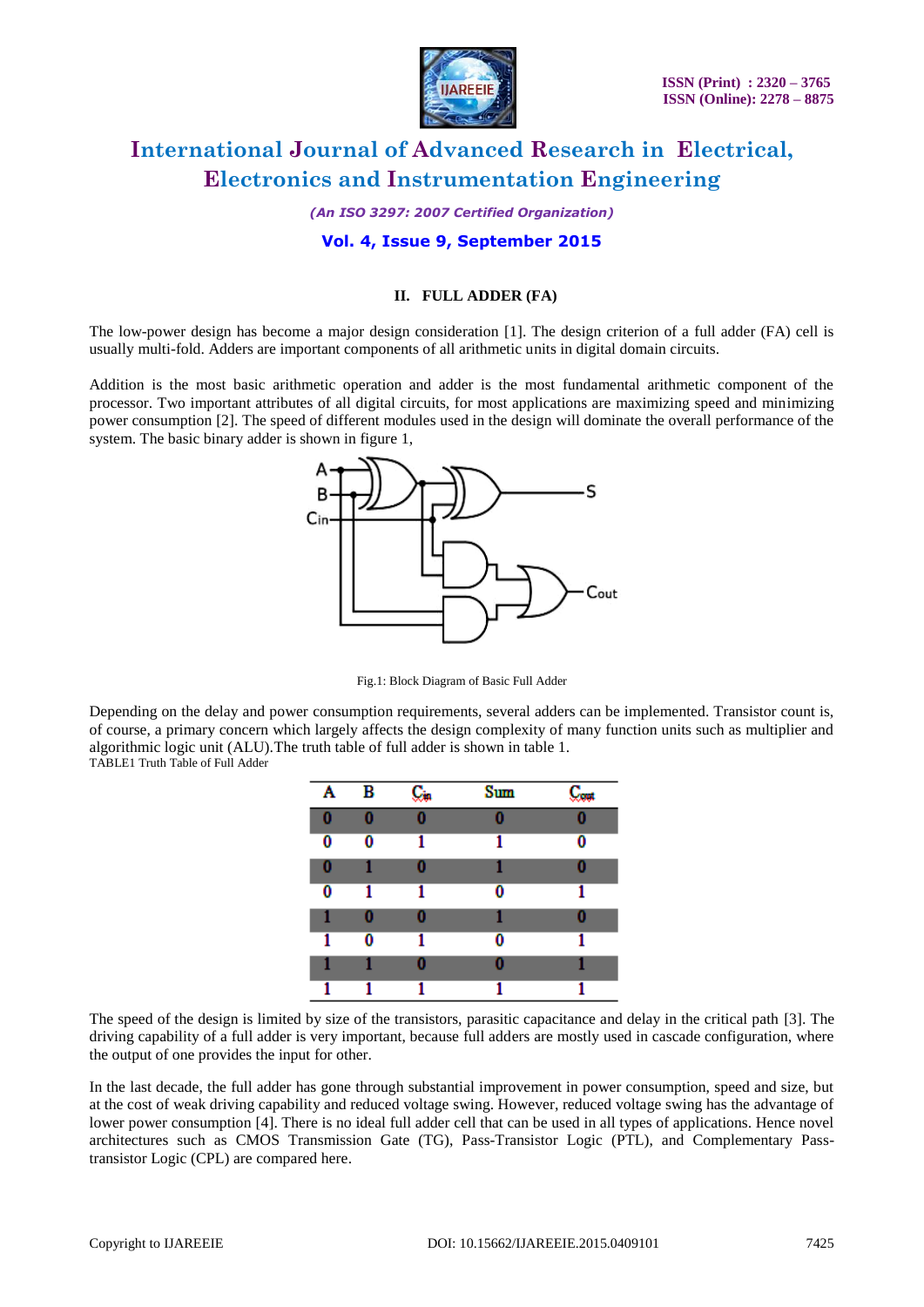## II. FULL ADDER (FA)

The low-power design has become a major design consideration [1]. The design criterion of a full adder (FA) cell is usually multi-fold. Adders are important components of all arithmetic units in digital domain circuits.

Addition is the most basic arithmetic operation and adder is the most fundamental arithmetic component of the processor. Two important attributes of all digital circuits, for most applications are maximizing speed and minimizing power consumption [2]. The speed of different modules used in the design will dominate the overall performance of the system. The basic binary adder is shown in figure 1,

Fig.1: Block Diagram of Basic Full Adder

Depending on the delay and power consumption requirements, several adders can be implemented. Transistor count is, of course, a primary concern which largely affects the design complexity of many function units such as multiplier and algorithmic logic unit (ALU).The truth table of full adder is shown in table 1.

TABLE1 Truth Table of Full Adder

| A | B | $C_{in}$ | Sum | $C_{out}$ |
|---|---|---|---|---|
| 0 | 0 | 0 | 0 | 0 |
| 0 | 0 | 1 | 1 | 0 |
| 0 | 1 | 0 | 1 | 0 |
| 0 | 1 | 1 | 0 | 1 |
| 1 | 0 | 0 | 1 | 0 |
| 1 | 0 | 1 | 0 | 1 |
| 1 | 1 | 0 | 0 | 1 |
| 1 | 1 | 1 | 1 | 1 |

The speed of the design is limited by size of the transistors, parasitic capacitance and delay in the critical path [3]. The driving capability of a full adder is very important, because full adders are mostly used in cascade configuration, where the output of one provides the input for other.

In the last decade, the full adder has gone through substantial improvement in power consumption, speed and size, but at the cost of weak driving capability and reduced voltage swing. However, reduced voltage swing has the advantage of lower power consumption [4]. There is no ideal full adder cell that can be used in all types of applications. Hence novel architectures such as CMOS Transmission Gate (TG), Pass-Transistor Logic (PTL), and Complementary Pass-transistor Logic (CPL) are compared here.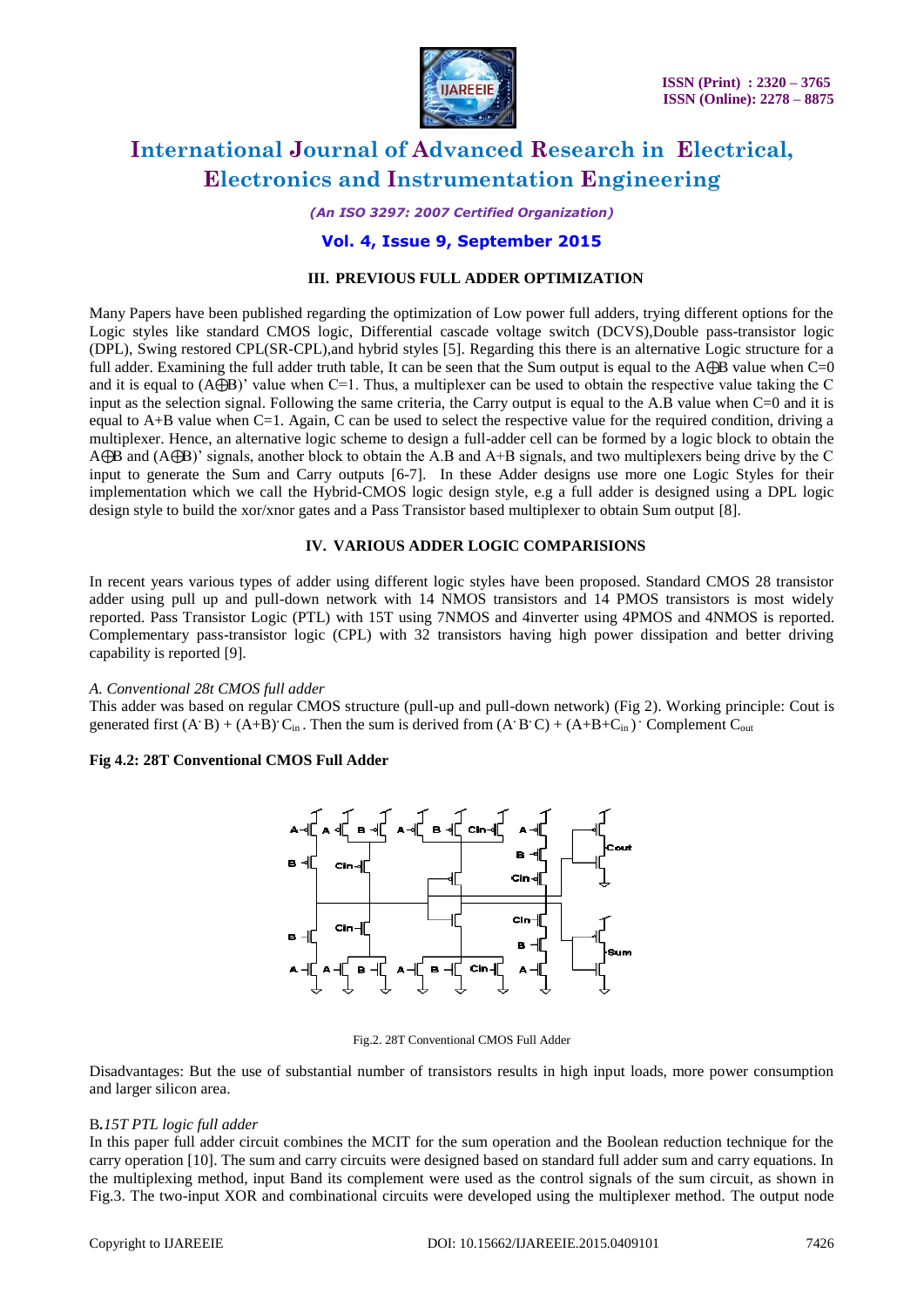### III. PREVIOUS FULL ADDER OPTIMIZATION

Many Papers have been published regarding the optimization of Low power full adders, trying different options for the Logic styles like standard CMOS logic, Differential cascade voltage switch (DCVS),Double pass-transistor logic (DPL), Swing restored CPL(SR-CPL),and hybrid styles [5]. Regarding this there is an alternative Logic structure for a full adder. Examining the full adder truth table, It can be seen that the Sum output is equal to the $A \oplus B$ value when C=0 and it is equal to $(A \oplus B)'$ value when C=1. Thus, a multiplexer can be used to obtain the respective value taking the C input as the selection signal. Following the same criteria, the Carry output is equal to the A.B value when C=0 and it is equal to A+B value when C=1. Again, C can be used to select the respective value for the required condition, driving a multiplexer. Hence, an alternative logic scheme to design a full-adder cell can be formed by a logic block to obtain the $A \oplus B$ and $(A \oplus B)'$ signals, another block to obtain the A.B and A+B signals, and two multiplexers being drive by the C input to generate the Sum and Carry outputs [6-7]. In these Adder designs use more one Logic Styles for their implementation which we call the Hybrid-CMOS logic design style, e.g a full adder is designed using a DPL logic design style to build the xor/xnor gates and a Pass Transistor based multiplexer to obtain Sum output [8].

### IV. VARIOUS ADDER LOGIC COMPARISIONS

In recent years various types of adder using different logic styles have been proposed. Standard CMOS 28 transistor adder using pull up and pull-down network with 14 NMOS transistors and 14 PMOS transistors is most widely reported. Pass Transistor Logic (PTL) with 15T using 7NMOS and 4inverter using 4PMOS and 4NMOS is reported. Complementary pass-transistor logic (CPL) with 32 transistors having high power dissipation and better driving capability is reported [9].

*A. Conventional 28t CMOS full adder*

This adder was based on regular CMOS structure (pull-up and pull-down network) (Fig 2). Working principle: Cout is generated first $(A \cdot B) + (A+B) \cdot C_{in}$ . Then the sum is derived from $(A \cdot B \cdot C) + (A+B+C_{in}) \cdot$ Complement $C_{out}$

**Fig 4.2: 28T Conventional CMOS Full Adder**

Fig.2. 28T Conventional CMOS Full Adder

Disadvantages: But the use of substantial number of transistors results in high input loads, more power consumption and larger silicon area.

B*.15T PTL logic full adder*

In this paper full adder circuit combines the MCIT for the sum operation and the Boolean reduction technique for the carry operation [10]. The sum and carry circuits were designed based on standard full adder sum and carry equations. In the multiplexing method, input Band its complement were used as the control signals of the sum circuit, as shown in Fig.3. The two-input XOR and combinational circuits were developed using the multiplexer method. The output node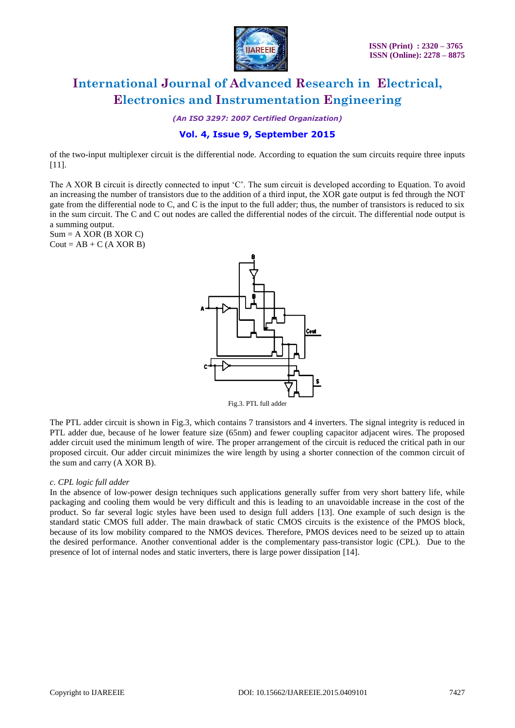of the two-input multiplexer circuit is the differential node. According to equation the sum circuits require three inputs [11].

The A XOR B circuit is directly connected to input 'C'. The sum circuit is developed according to Equation. To avoid an increasing the number of transistors due to the addition of a third input, the XOR gate output is fed through the NOT gate from the differential node to C, and C is the input to the full adder; thus, the number of transistors is reduced to six in the sum circuit. The C and C out nodes are called the differential nodes of the circuit. The differential node output is a summing output.

Sum = A XOR (B XOR C)

Cout = AB + C (A XOR B)

Fig.3. PTL full adder

The PTL adder circuit is shown in Fig.3, which contains 7 transistors and 4 inverters. The signal integrity is reduced in PTL adder due, because of he lower feature size (65nm) and fewer coupling capacitor adjacent wires. The proposed adder circuit used the minimum length of wire. The proper arrangement of the circuit is reduced the critical path in our proposed circuit. Our adder circuit minimizes the wire length by using a shorter connection of the common circuit of the sum and carry (A XOR B).

*c. CPL logic full adder*

In the absence of low-power design techniques such applications generally suffer from very short battery life, while packaging and cooling them would be very difficult and this is leading to an unavoidable increase in the cost of the product. So far several logic styles have been used to design full adders [13]. One example of such design is the standard static CMOS full adder. The main drawback of static CMOS circuits is the existence of the PMOS block, because of its low mobility compared to the NMOS devices. Therefore, PMOS devices need to be seized up to attain the desired performance. Another conventional adder is the complementary pass-transistor logic (CPL). Due to the presence of lot of internal nodes and static inverters, there is large power dissipation [14].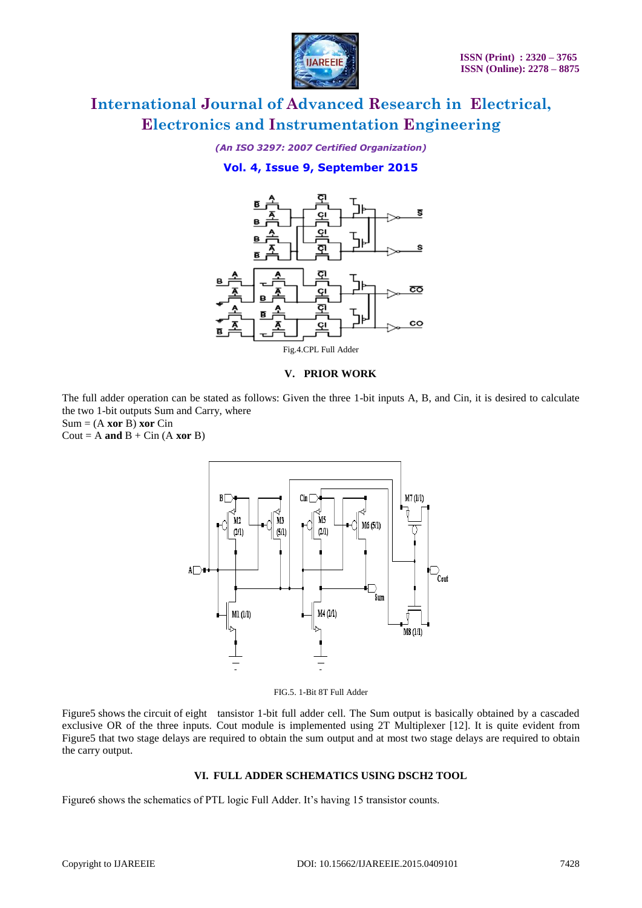Fig.4.CPL Full Adder

## V. PRIOR WORK

The full adder operation can be stated as follows: Given the three 1-bit inputs A, B, and Cin, it is desired to calculate the two 1-bit outputs Sum and Carry, where

Sum = (A **xor** B) **xor** Cin

Cout = A **and** B + Cin (A **xor** B)

FIG.5. 1-Bit 8T Full Adder

Figure5 shows the circuit of eight tansistor 1-bit full adder cell. The Sum output is basically obtained by a cascaded exclusive OR of the three inputs. Cout module is implemented using 2T Multiplexer [12]. It is quite evident from Figure5 that two stage delays are required to obtain the sum output and at most two stage delays are required to obtain the carry output.

## VI. FULL ADDER SCHEMATICS USING DSCH2 TOOL

Figure6 shows the schematics of PTL logic Full Adder. It's having 15 transistor counts.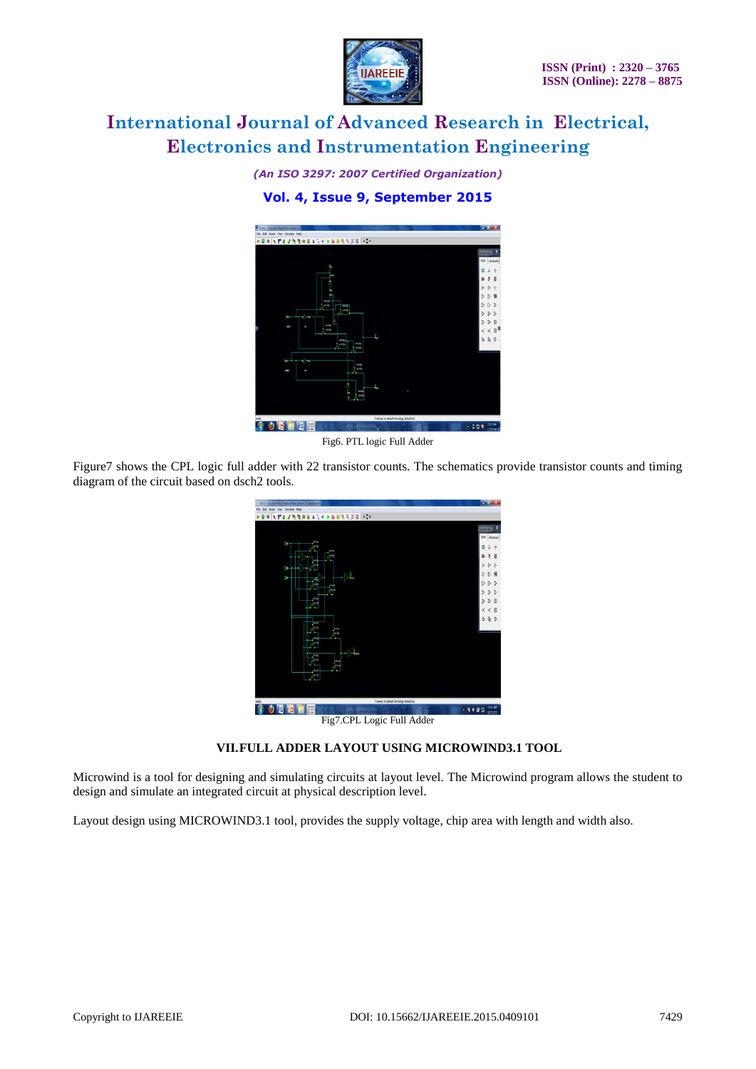Fig6. PTL logic Full Adder

Figure7 shows the CPL logic full adder with 22 transistor counts. The schematics provide transistor counts and timing diagram of the circuit based on dsch2 tools.

Fig7.CPL Logic Full Adder

## VII.FULL ADDER LAYOUT USING MICROWIND3.1 TOOL

Microwind is a tool for designing and simulating circuits at layout level. The Microwind program allows the student to design and simulate an integrated circuit at physical description level.

Layout design using MICROWIND3.1 tool, provides the supply voltage, chip area with length and width also.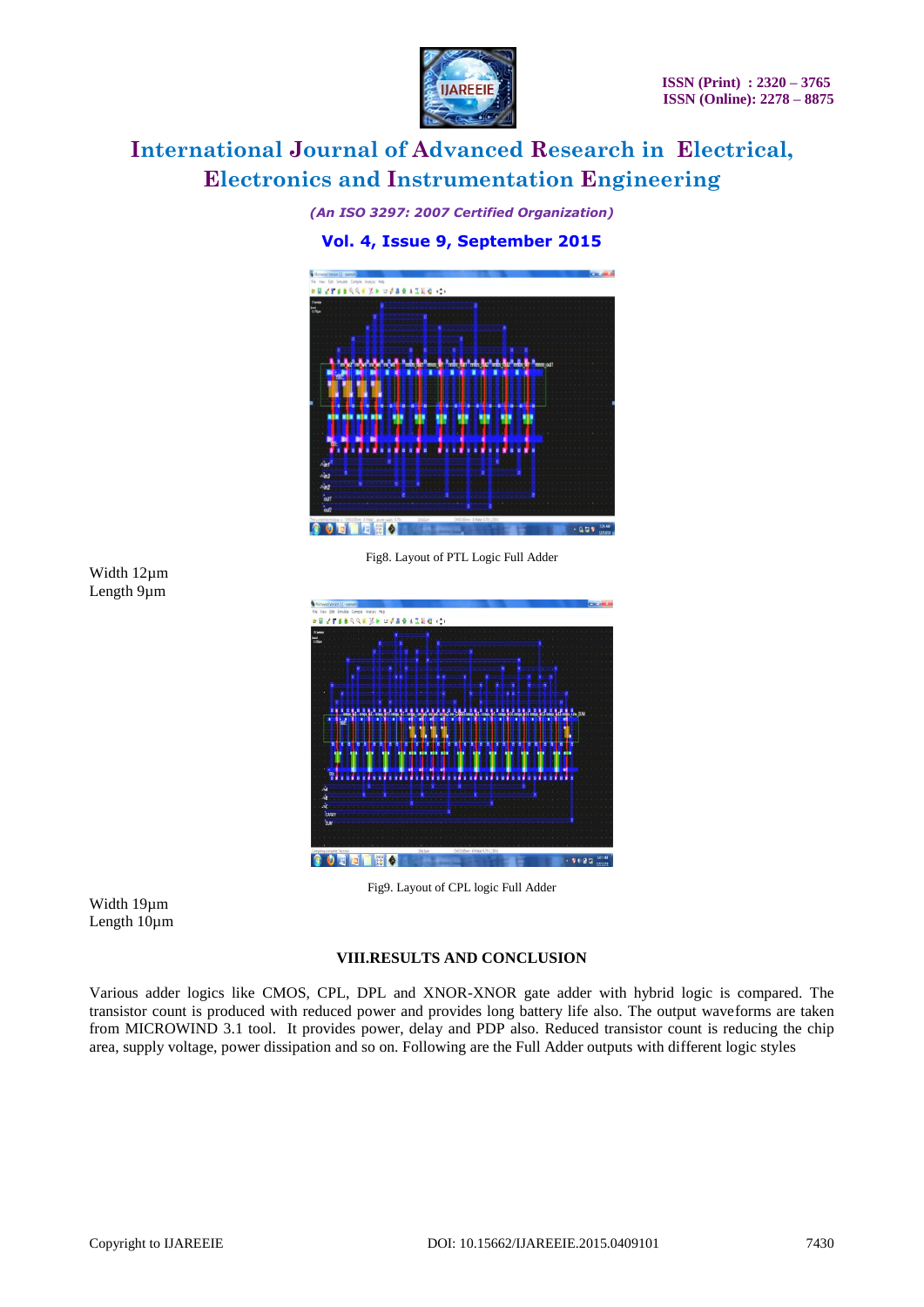Fig8. Layout of PTL Logic Full Adder

Width 12µm
Length 9µm

Fig9. Layout of CPL logic Full Adder

Width 19µm
Length 10µm

## VIII.RESULTS AND CONCLUSION

Various adder logics like CMOS, CPL, DPL and XNOR-XNOR gate adder with hybrid logic is compared. The transistor count is produced with reduced power and provides long battery life also. The output waveforms are taken from MICROWIND 3.1 tool. It provides power, delay and PDP also. Reduced transistor count is reducing the chip area, supply voltage, power dissipation and so on. Following are the Full Adder outputs with different logic styles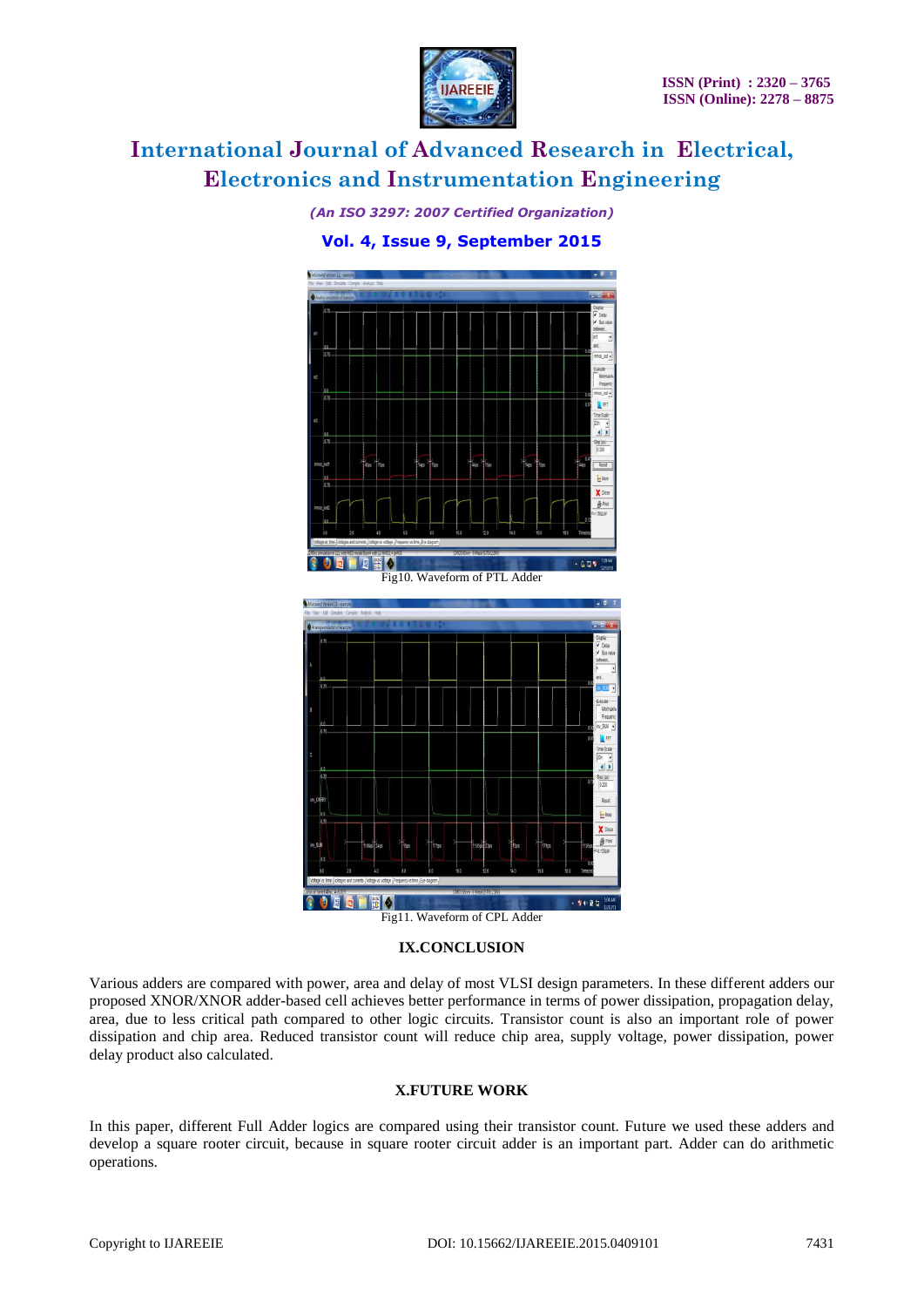Fig10. Waveform of PTL Adder

Fig11. Waveform of CPL Adder

## IX.CONCLUSION

Various adders are compared with power, area and delay of most VLSI design parameters. In these different adders our proposed XNOR/XNOR adder-based cell achieves better performance in terms of power dissipation, propagation delay, area, due to less critical path compared to other logic circuits. Transistor count is also an important role of power dissipation and chip area. Reduced transistor count will reduce chip area, supply voltage, power dissipation, power delay product also calculated.

## X.FUTURE WORK

In this paper, different Full Adder logics are compared using their transistor count. Future we used these adders and develop a square rooter circuit, because in square rooter circuit adder is an important part. Adder can do arithmetic operations.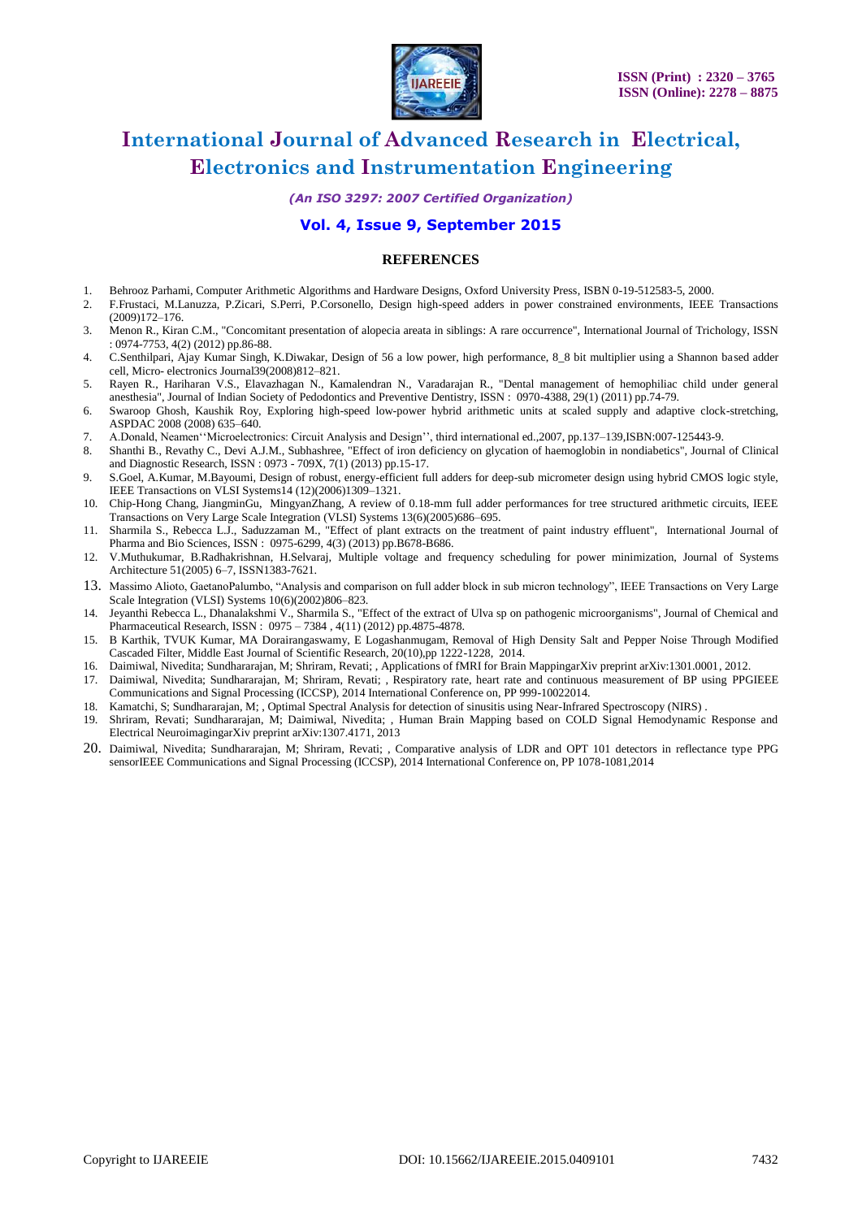## REFERENCES

1. Behrooz Parhami, Computer Arithmetic Algorithms and Hardware Designs, Oxford University Press, ISBN 0-19-512583-5, 2000.
2. F.Frustaci, M.Lanuzza, P.Zicari, S.Perri, P.Corsonello, Design high-speed adders in power constrained environments, IEEE Transactions (2009)172–176.
3. Menon R., Kiran C.M., "Concomitant presentation of alopecia areata in siblings: A rare occurrence", International Journal of Trichology, ISSN : 0974-7753, 4(2) (2012) pp.86-88.
4. C.Senthilpari, Ajay Kumar Singh, K.Diwakar, Design of 56 a low power, high performance, 8_8 bit multiplier using a Shannon based adder cell, Micro- electronics Journal39(2008)812–821.
5. Rayen R., Hariharan V.S., Elavazhagan N., Kamalendran N., Varadarajan R., "Dental management of hemophiliac child under general anesthesia", Journal of Indian Society of Pedodontics and Preventive Dentistry, ISSN : 0970-4388, 29(1) (2011) pp.74-79.
6. Swaroop Ghosh, Kaushik Roy, Exploring high-speed low-power hybrid arithmetic units at scaled supply and adaptive clock-stretching, ASPDAC 2008 (2008) 635–640.
7. A.Donald, Neamen''Microelectronics: Circuit Analysis and Design'', third international ed.,2007, pp.137–139,ISBN:007-125443-9.
8. Shanthi B., Revathy C., Devi A.J.M., Subhashree, "Effect of iron deficiency on glycation of haemoglobin in nondiabetics", Journal of Clinical and Diagnostic Research, ISSN : 0973 - 709X, 7(1) (2013) pp.15-17.
9. S.Goel, A.Kumar, M.Bayoumi, Design of robust, energy-efficient full adders for deep-sub micrometer design using hybrid CMOS logic style, IEEE Transactions on VLSI Systems14 (12)(2006)1309–1321.
10. Chip-Hong Chang, JiangminGu, MingyanZhang, A review of 0.18-mm full adder performances for tree structured arithmetic circuits, IEEE Transactions on Very Large Scale Integration (VLSI) Systems 13(6)(2005)686–695.
11. Sharmila S., Rebecca L.J., Saduzzaman M., "Effect of plant extracts on the treatment of paint industry effluent", International Journal of Pharma and Bio Sciences, ISSN : 0975-6299, 4(3) (2013) pp.B678-B686.
12. V.Muthukumar, B.Radhakrishnan, H.Selvaraj, Multiple voltage and frequency scheduling for power minimization, Journal of Systems Architecture 51(2005) 6–7, ISSN1383-7621.
13. Massimo Alioto, GaetanoPalumbo, "Analysis and comparison on full adder block in sub micron technology", IEEE Transactions on Very Large Scale Integration (VLSI) Systems 10(6)(2002)806–823.
14. Jeyanthi Rebecca L., Dhanalakshmi V., Sharmila S., "Effect of the extract of Ulva sp on pathogenic microorganisms", Journal of Chemical and Pharmaceutical Research, ISSN : 0975 – 7384 , 4(11) (2012) pp.4875-4878.
15. B Karthik, TVUK Kumar, MA Dorairangaswamy, E Logashanmugam, Removal of High Density Salt and Pepper Noise Through Modified Cascaded Filter, Middle East Journal of Scientific Research, 20(10),pp 1222-1228, 2014.
16. Daimiwal, Nivedita; Sundhararajan, M; Shriram, Revati; , Applications of fMRI for Brain MappingarXiv preprint arXiv:1301.0001, 2012.
17. Daimiwal, Nivedita; Sundhararajan, M; Shriram, Revati; , Respiratory rate, heart rate and continuous measurement of BP using PPGIEEE Communications and Signal Processing (ICCSP), 2014 International Conference on, PP 999-10022014.
18. Kamatchi, S; Sundhararajan, M; , Optimal Spectral Analysis for detection of sinusitis using Near-Infrared Spectroscopy (NIRS) .
19. Shriram, Revati; Sundhararajan, M; Daimiwal, Nivedita; , Human Brain Mapping based on COLD Signal Hemodynamic Response and Electrical NeuroimagingarXiv preprint arXiv:1307.4171, 2013
20. Daimiwal, Nivedita; Sundhararajan, M; Shriram, Revati; , Comparative analysis of LDR and OPT 101 detectors in reflectance type PPG sensorIEEE Communications and Signal Processing (ICCSP), 2014 International Conference on, PP 1078-1081,2014